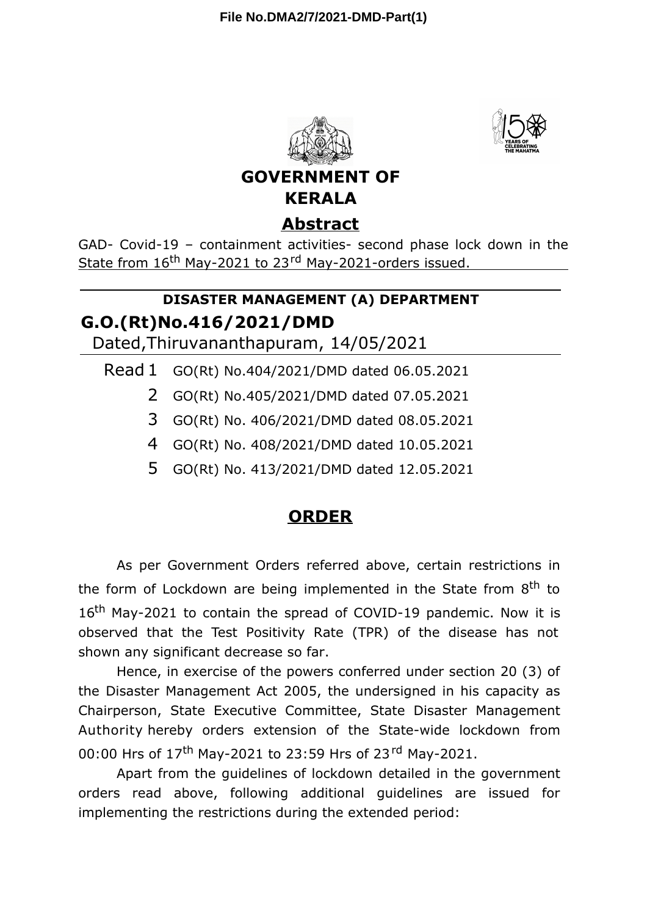File No.DMA2/7/2021-DMD-Part(1)

# GOVERNMENT OF KERALA

## Abstract

GAD- Covid-19 – containment activities- second phase lock down in the State from 16th May-2021 to 23rd May-2021-orders issued.

---

**DISASTER MANAGEMENT (A) DEPARTMENT**

**G.O.(Rt)No.416/2021/DMD**

Dated,Thiruvananthapuram, 14/05/2021

Read
1. GO(Rt) No.404/2021/DMD dated 06.05.2021
2. GO(Rt) No.405/2021/DMD dated 07.05.2021
3. GO(Rt) No. 406/2021/DMD dated 08.05.2021
4. GO(Rt) No. 408/2021/DMD dated 10.05.2021
5. GO(Rt) No. 413/2021/DMD dated 12.05.2021

## ORDER

As per Government Orders referred above, certain restrictions in the form of Lockdown are being implemented in the State from 8th to 16th May-2021 to contain the spread of COVID-19 pandemic. Now it is observed that the Test Positivity Rate (TPR) of the disease has not shown any significant decrease so far.

Hence, in exercise of the powers conferred under section 20 (3) of the Disaster Management Act 2005, the undersigned in his capacity as Chairperson, State Executive Committee, State Disaster Management Authority hereby orders extension of the State-wide lockdown from 00:00 Hrs of 17th May-2021 to 23:59 Hrs of 23rd May-2021.

Apart from the guidelines of lockdown detailed in the government orders read above, following additional guidelines are issued for implementing the restrictions during the extended period: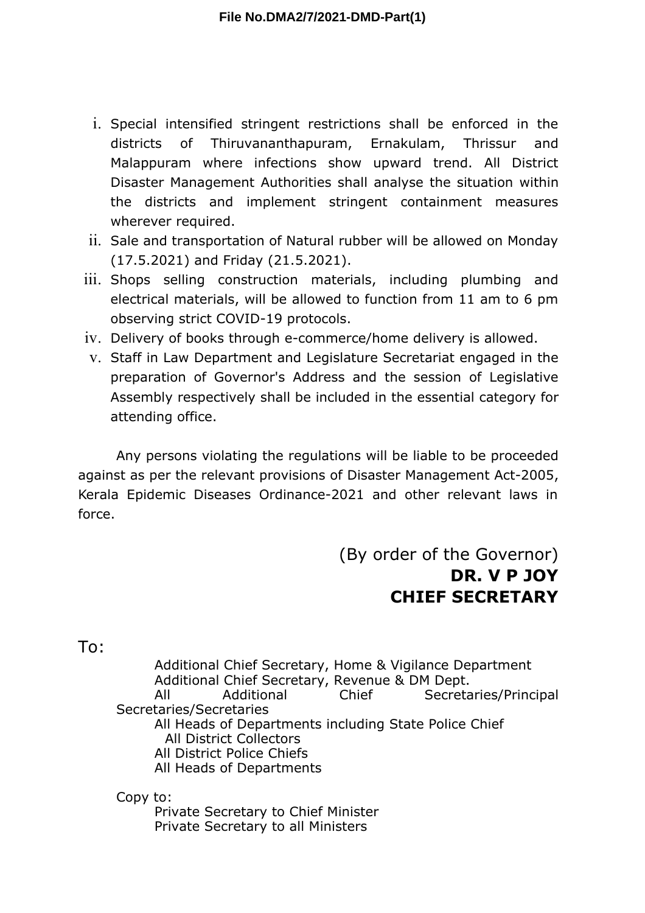i. Special intensified stringent restrictions shall be enforced in the districts of Thiruvananthapuram, Ernakulam, Thrissur and Malappuram where infections show upward trend. All District Disaster Management Authorities shall analyse the situation within the districts and implement stringent containment measures wherever required.
ii. Sale and transportation of Natural rubber will be allowed on Monday (17.5.2021) and Friday (21.5.2021).
iii. Shops selling construction materials, including plumbing and electrical materials, will be allowed to function from 11 am to 6 pm observing strict COVID-19 protocols.
iv. Delivery of books through e-commerce/home delivery is allowed.
v. Staff in Law Department and Legislature Secretariat engaged in the preparation of Governor's Address and the session of Legislative Assembly respectively shall be included in the essential category for attending office.

Any persons violating the regulations will be liable to be proceeded against as per the relevant provisions of Disaster Management Act-2005, Kerala Epidemic Diseases Ordinance-2021 and other relevant laws in force.

(By order of the Governor)
**DR. V P JOY**
**CHIEF SECRETARY**

To:

Additional Chief Secretary, Home & Vigilance Department
Additional Chief Secretary, Revenue & DM Dept.
All Additional Chief Secretaries/Principal Secretaries/Secretaries
All Heads of Departments including State Police Chief
All District Collectors
All District Police Chiefs
All Heads of Departments

Copy to:

Private Secretary to Chief Minister
Private Secretary to all Ministers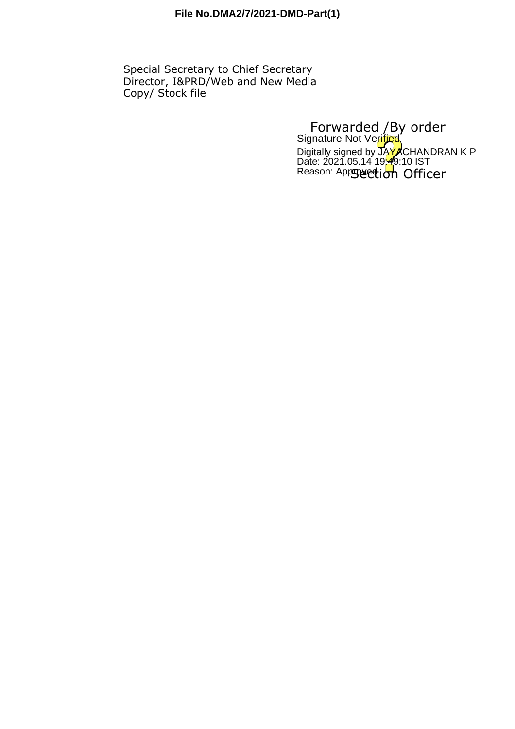Special Secretary to Chief Secretary
Director, I&PRD/Web and New Media
Copy/ Stock file

Forwarded /By order

Signature Not Verified
Digitally signed by JAYACHANDRAN K P
Date: 2021.05.14 19:49:10 IST
Reason: Approved

Section Officer